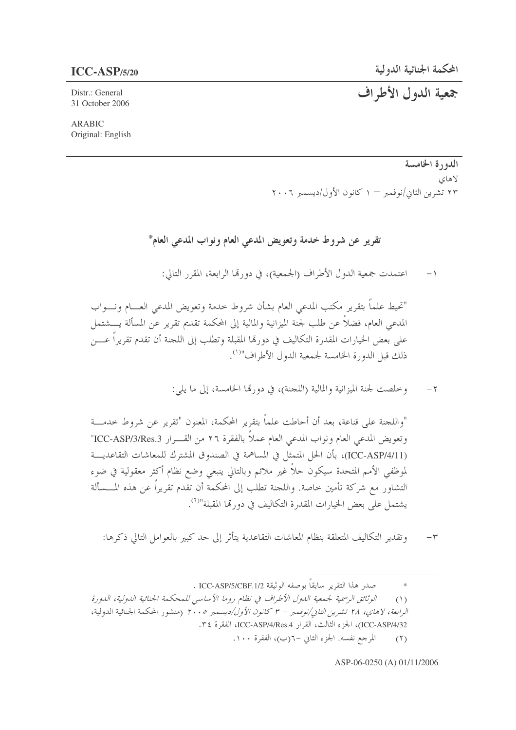**ICC-ASP/5/20**

Distr.: General
31 October 2006

ARABIC
Original: English

# المحكمة الجنائية الدولية

# جمعية الدول الأطراف

**الدورة الخامسة**

لاهاي

٢٣ تشرين الثاني/نوفمبر – ١ كانون الأول/ديسمبر ٢٠٠٦

## تقرير عن شروط خدمة وتعويض المدعي العام ونواب المدعي العام*

١- اعتمدت جمعية الدول الأطراف (الجمعية)، في دورتها الرابعة، المقرر التالي:

"تحيط علماً بتقرير مكتب المدعي العام بشأن شروط خدمة وتعويض المدعي العام ونواب المدعي العام، فضلاً عن طلب لجنة الميزانية والمالية إلى المحكمة تقديم تقرير عن المسألة يشتمل على بعض الخيارات المقدرة التكاليف في دورتها المقبلة وتطلب إلى اللجنة أن تقدم تقريراً عن ذلك قبل الدورة الخامسة لجمعية الدول الأطراف"[(١)].

٢- وخلصت لجنة الميزانية والمالية (اللجنة)، في دورتها الخامسة، إلى ما يلي:

"واللجنة على قناعة، بعد أن أحاطت علماً بتقرير المحكمة، المعنون "تقرير عن شروط خدمة وتعويض المدعي العام ونواب المدعي العام عملاً بالفقرة ٢٦ من القرار ICC-ASP/3/Res.3" (ICC-ASP/4/11)، بأن الحل المتمثل في المساهمة في الصندوق المشترك للمعاشات التقاعدية لموظفي الأمم المتحدة سيكون حلاً غير ملائم وبالتالي ينبغي وضع نظام أكثر معقولية في ضوء التشاور مع شركة تأمين خاصة. واللجنة تطلب إلى المحكمة أن تقدم تقريراً عن هذه المسألة يشتمل على بعض الخيارات المقدرة التكاليف في دورتها المقبلة"[(٢)].

٣- وتقدير التكاليف المتعلقة بنظام المعاشات التقاعدية يتأثر إلى حد كبير بالعوامل التالي ذكرها:

---

* صدر هذا التقرير سابقاً بوصفه الوثيقة ICC-ASP/5/CBF.1/2 .

(١) *الوثائق الرسمية لجمعية الدول الأطراف في نظام روما الأساسي للمحكمة الجنائية الدولية، الدورة الرابعة، لاهاي، ٢٨ تشرين الثاني/نوفمبر – ٣ كانون الأول/ديسمبر ٢٠٠٥* (منشور المحكمة الجنائية الدولية، ICC-ASP/4/32)، الجزء الثالث، القرار ICC-ASP/4/Res.4، الفقرة ٣٤.

(٢) المرجع نفسه. الجزء الثاني –٦(ب)، الفقرة ١٠٠.

ASP-06-0250 (A) 01/11/2006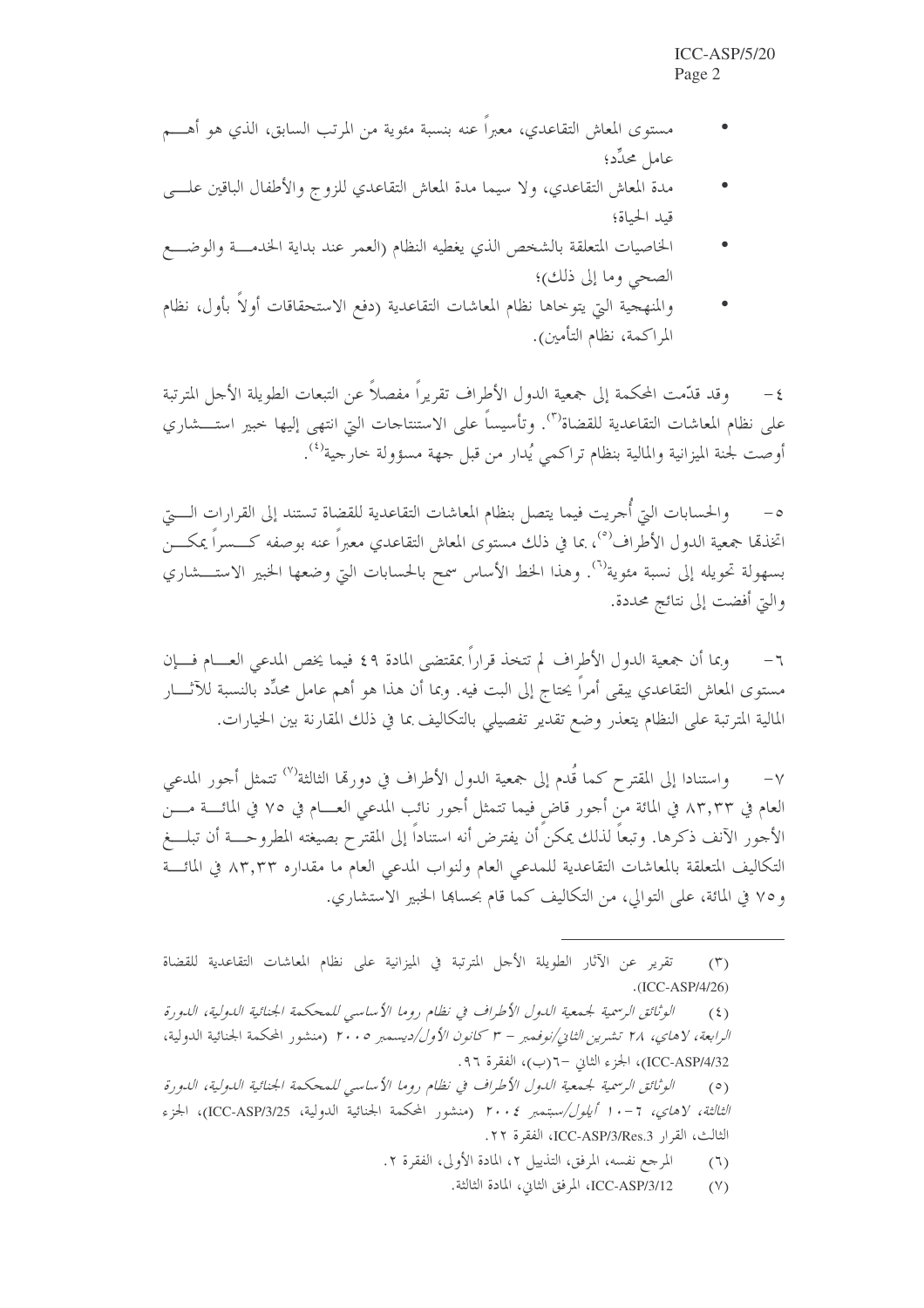- مستوى المعاش التقاعدي، معبراً عنه بنسبة مئوية من المرتب السابق، الذي هو أهم عامل محدِّد؛
- مدة المعاش التقاعدي، ولا سيما مدة المعاش التقاعدي للزوج والأطفال الباقين على قيد الحياة؛
- الخاصيات المتعلقة بالشخص الذي يغطيه النظام (العمر عند بداية الخدمة والوضع الصحي وما إلى ذلك)؛
- والمنهجية التي يتوخاها نظام المعاشات التقاعدية (دفع الاستحقاقات أولاً بأول، نظام المراكمة، نظام التأمين).

٤- وقد قدّمت المحكمة إلى جمعية الدول الأطراف تقريراً مفصلاً عن التبعات الطويلة الأجل المترتبة على نظام المعاشات التقاعدية للقضاة[٣]. وتأسيساً على الاستنتاجات التي انتهى إليها خبير استشاري أوصت لجنة الميزانية والمالية بنظام تراكمي يُدار من قبل جهة مسؤولة خارجية[٤].

٥- والحسابات التي أُجريت فيما يتصل بنظام المعاشات التقاعدية للقضاة تستند إلى القرارات التي اتخذتها جمعية الدول الأطراف[٥]، بما في ذلك مستوى المعاش التقاعدي معبراً عنه بوصفه كسراً يمكن بسهولة تحويله إلى نسبة مئوية[٦]. وهذا الخط الأساس سمح بالحسابات التي وضعها الخبير الاستشاري والتي أفضت إلى نتائج محددة.

٦- وبما أن جمعية الدول الأطراف لم تتخذ قراراً بمقتضى المادة ٤٩ فيما يخص المدعي العام فإن مستوى المعاش التقاعدي يبقى أمراً يحتاج إلى البت فيه. وبما أن هذا هو أهم عامل محدِّد بالنسبة للآثار المالية المترتبة على النظام يتعذر وضع تقدير تفصيلي بالتكاليف بما في ذلك المقارنة بين الخيارات.

٧- واستنادا إلى المقترح كما قُدم إلى جمعية الدول الأطراف في دورتها الثالثة[٧] تتمثل أجور المدعي العام في ٨٣,٣٣ في المائة من أجور قاضٍ فيما تتمثل أجور نائب المدعي العام في ٧٥ في المائة من الأجور الآنف ذكرها. وتبعاً لذلك يمكن أن يفترض أنه استناداً إلى المقترح بصيغته المطروحة أن تبلغ التكاليف المتعلقة بالمعاشات التقاعدية للمدعي العام ولنواب المدعي العام ما مقداره ٨٣,٣٣ في المائة و٧٥ في المائة، على التوالي، من التكاليف كما قام بحسابها الخبير الاستشاري.

---

(٣) تقرير عن الآثار الطويلة الأجل المترتبة في الميزانية على نظام المعاشات التقاعدية للقضاة (ICC-ASP/4/26).

(٤) *الوثائق الرسمية لجمعية الدول الأطراف في نظام روما الأساسي للمحكمة الجنائية الدولية، الدورة الرابعة، لاهاي، ٢٨ تشرين الثاني/نوفمبر – ٣ كانون الأول/ديسمبر ٢٠٠٥* (منشور المحكمة الجنائية الدولية، ICC-ASP/4/32)، الجزء الثاني –٦(ب)، الفقرة ٩٦.

(٥) *الوثائق الرسمية لجمعية الدول الأطراف في نظام روما الأساسي للمحكمة الجنائية الدولية، الدورة الثالثة، لاهاي، ٦–١٠ أيلول/سبتمبر ٢٠٠٤* (منشور المحكمة الجنائية الدولية، ICC-ASP/3/25)، الجزء الثالث، القرار ICC-ASP/3/Res.3، الفقرة ٢٢.

(٦) المرجع نفسه، المرفق، التذييل ٢، المادة الأولى، الفقرة ٢.

(٧) ICC-ASP/3/12، المرفق الثاني، المادة الثالثة.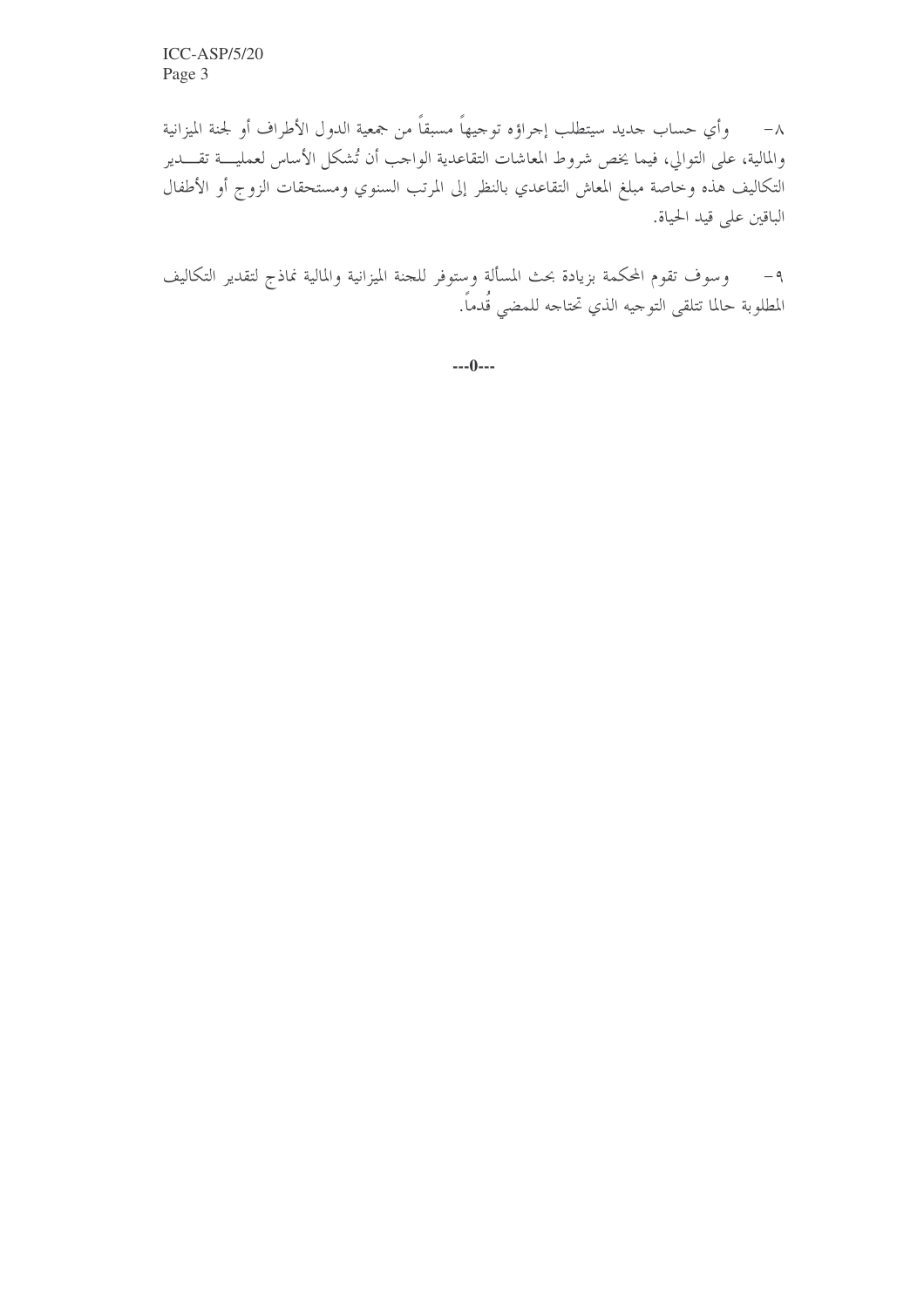٨- وأي حساب جديد سيتطلب إجراؤه توجيهاً مسبقاً من جمعية الدول الأطراف أو لجنة الميزانية والمالية، على التوالي، فيما يخص شروط المعاشات التقاعدية الواجب أن تُشكل الأساس لعملية تقدير التكاليف هذه وخاصة مبلغ المعاش التقاعدي بالنظر إلى المرتب السنوي ومستحقات الزوج أو الأطفال الباقين على قيد الحياة.

٩- وسوف تقوم المحكمة بزيادة بحث المسألة وستوفر للجنة الميزانية والمالية نماذج لتقدير التكاليف المطلوبة حالما تتلقى التوجيه الذي تحتاجه للمضي قُدماً.

---0---